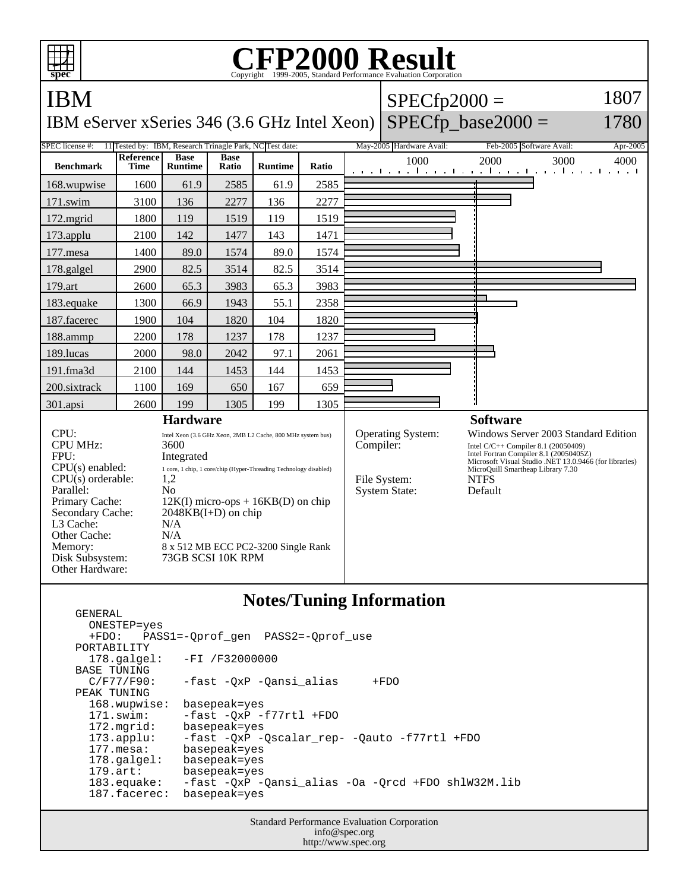# CFP2000 Result

Copyright 1999-2005, Standard Performance Evaluation Corporation

## IBM

IBM eServer xSeries 346 (3.6 GHz Intel Xeon)

SPECfp2000 = 1807

SPECfp_base2000 = 1780

SPEC license #: 11 Tested by: IBM, Research Trinagle Park, NC Test date: May-2005 Hardware Avail: Feb-2005 Software Avail: Apr-2005

| Benchmark | Reference Time | Base Runtime | Base Ratio | Runtime | Ratio |
|---|---|---|---|---|---|
| 168.wupwise | 1600 | 61.9 | 2585 | 61.9 | 2585 |
| 171.swim | 3100 | 136 | 2277 | 136 | 2277 |
| 172.mgrid | 1800 | 119 | 1519 | 119 | 1519 |
| 173.applu | 2100 | 142 | 1477 | 143 | 1471 |
| 177.mesa | 1400 | 89.0 | 1574 | 89.0 | 1574 |
| 178.galgel | 2900 | 82.5 | 3514 | 82.5 | 3514 |
| 179.art | 2600 | 65.3 | 3983 | 65.3 | 3983 |
| 183.equake | 1300 | 66.9 | 1943 | 55.1 | 2358 |
| 187.facerec | 1900 | 104 | 1820 | 104 | 1820 |
| 188.ammp | 2200 | 178 | 1237 | 178 | 1237 |
| 189.lucas | 2000 | 98.0 | 2042 | 97.1 | 2061 |
| 191.fma3d | 2100 | 144 | 1453 | 144 | 1453 |
| 200.sixtrack | 1100 | 169 | 650 | 167 | 659 |
| 301.apsi | 2600 | 199 | 1305 | 199 | 1305 |

### Hardware

| | |
|---|---|
| CPU: | Intel Xeon (3.6 GHz Xeon, 2MB L2 Cache, 800 MHz system bus) |
| CPU MHz: | 3600 |
| FPU: | Integrated |
| CPU(s) enabled: | 1 core, 1 chip, 1 core/chip (Hyper-Threading Technology disabled) |
| CPU(s) orderable: | 1,2 |
| Parallel: | No |
| Primary Cache: | 12K(I) micro-ops + 16KB(D) on chip |
| Secondary Cache: | 2048KB(I+D) on chip |
| L3 Cache: | N/A |
| Other Cache: | N/A |
| Memory: | 8 x 512 MB ECC PC2-3200 Single Rank |
| Disk Subsystem: | 73GB SCSI 10K RPM |
| Other Hardware: | |

### Software

| | |
|---|---|
| Operating System: | Windows Server 2003 Standard Edition |
| Compiler: | Intel C/C++ Compiler 8.1 (20050409)<br>Intel Fortran Compiler 8.1 (20050405Z)<br>Microsoft Visual Studio .NET 13.0.9466 (for libraries)<br>MicroQuill Smartheap Library 7.30 |
| File System: | NTFS |
| System State: | Default |

### Notes/Tuning Information

```
GENERAL
  ONESTEP=yes
  +FDO:   PASS1=-Qprof_gen  PASS2=-Qprof_use
PORTABILITY
  178.galgel:    -FI /F32000000
BASE TUNING
  C/F77/F90:     -fast -QxP -Qansi_alias     +FDO
PEAK TUNING
  168.wupwise:  basepeak=yes
  171.swim:     -fast -QxP -f77rtl +FDO
  172.mgrid:    basepeak=yes
  173.applu:    -fast -QxP -Qscalar_rep- -Qauto -f77rtl +FDO
  177.mesa:     basepeak=yes
  178.galgel:   basepeak=yes
  179.art:      basepeak=yes
  183.equake:   -fast -QxP -Qansi_alias -Oa -Qrcd +FDO shlW32M.lib
  187.facerec:  basepeak=yes
```

Standard Performance Evaluation Corporation
info@spec.org
http://www.spec.org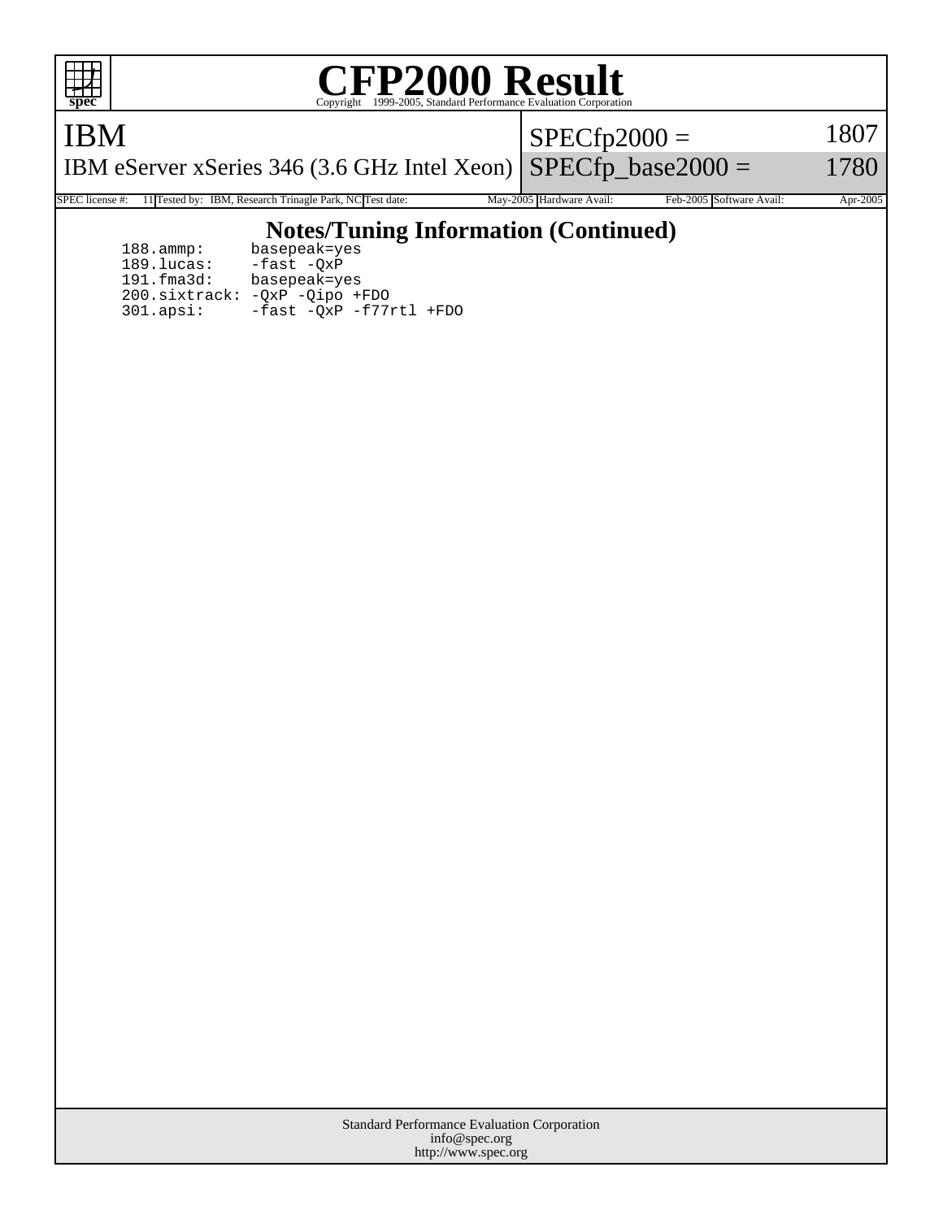# CFP2000 Result

Copyright 1999-2005, Standard Performance Evaluation Corporation

**IBM**

IBM eServer xSeries 346 (3.6 GHz Intel Xeon)

SPECfp2000 = 1807

SPECfp_base2000 = 1780

| SPEC license #: | 11 | Tested by: | IBM, Research Trinagle Park, NC | Test date: | May-2005 | Hardware Avail: | Feb-2005 | Software Avail: | Apr-2005 |
|---|---|---|---|---|---|---|---|---|---|

## Notes/Tuning Information (Continued)

```
188.ammp:     basepeak=yes
189.lucas:    -fast -QxP
191.fma3d:    basepeak=yes
200.sixtrack: -QxP -Qipo +FDO
301.apsi:     -fast -QxP -f77rtl +FDO
```

Standard Performance Evaluation Corporation
info@spec.org
http://www.spec.org